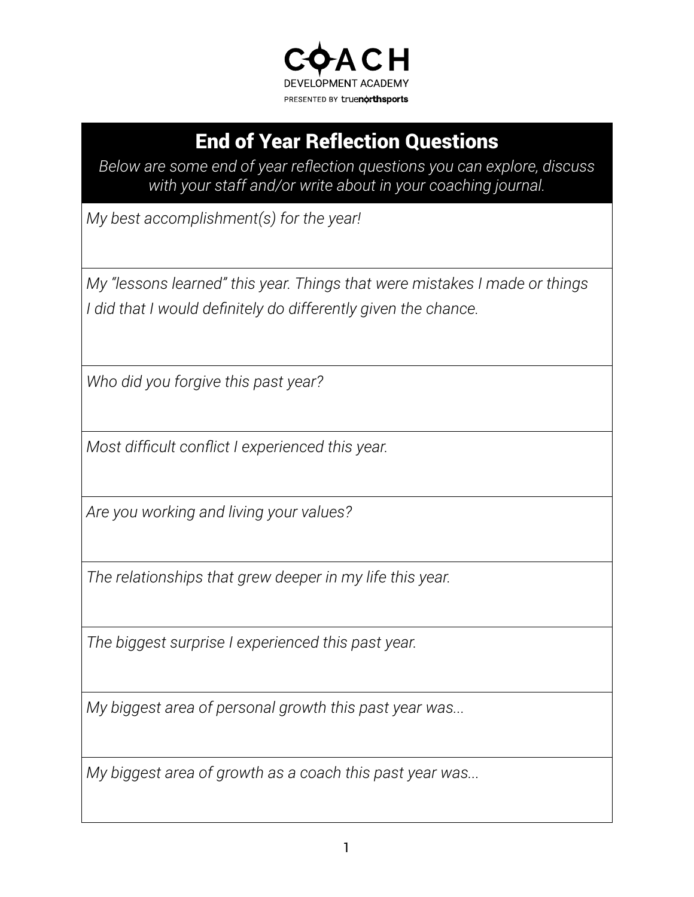# COACH

DEVELOPMENT ACADEMY

PRESENTED BY truenorthsports

## End of Year Reflection Questions

*Below are some end of year reflection questions you can explore, discuss with your staff and/or write about in your coaching journal.*

| |
|---|
| *My best accomplishment(s) for the year!* |
| *My "lessons learned" this year. Things that were mistakes I made or things I did that I would definitely do differently given the chance.* |
| *Who did you forgive this past year?* |
| *Most difficult conflict I experienced this year.* |
| *Are you working and living your values?* |
| *The relationships that grew deeper in my life this year.* |
| *The biggest surprise I experienced this past year.* |
| *My biggest area of personal growth this past year was...* |
| *My biggest area of growth as a coach this past year was...* |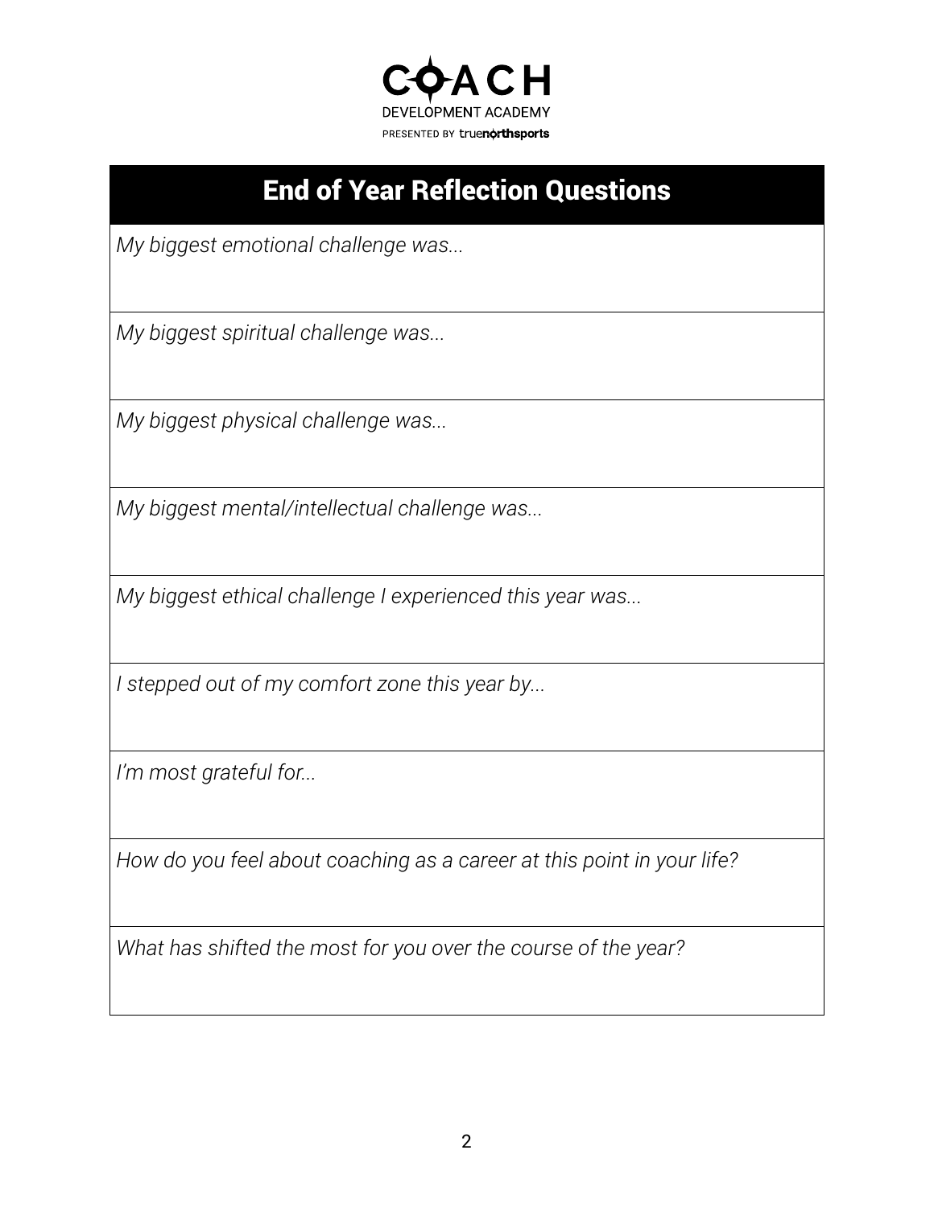COACH
DEVELOPMENT ACADEMY
PRESENTED BY truenorthsports

## End of Year Reflection Questions

| End of Year Reflection Questions |
| --- |
| *My biggest emotional challenge was...* |
| *My biggest spiritual challenge was...* |
| *My biggest physical challenge was...* |
| *My biggest mental/intellectual challenge was...* |
| *My biggest ethical challenge I experienced this year was...* |
| *I stepped out of my comfort zone this year by...* |
| *I'm most grateful for...* |
| *How do you feel about coaching as a career at this point in your life?* |
| *What has shifted the most for you over the course of the year?* |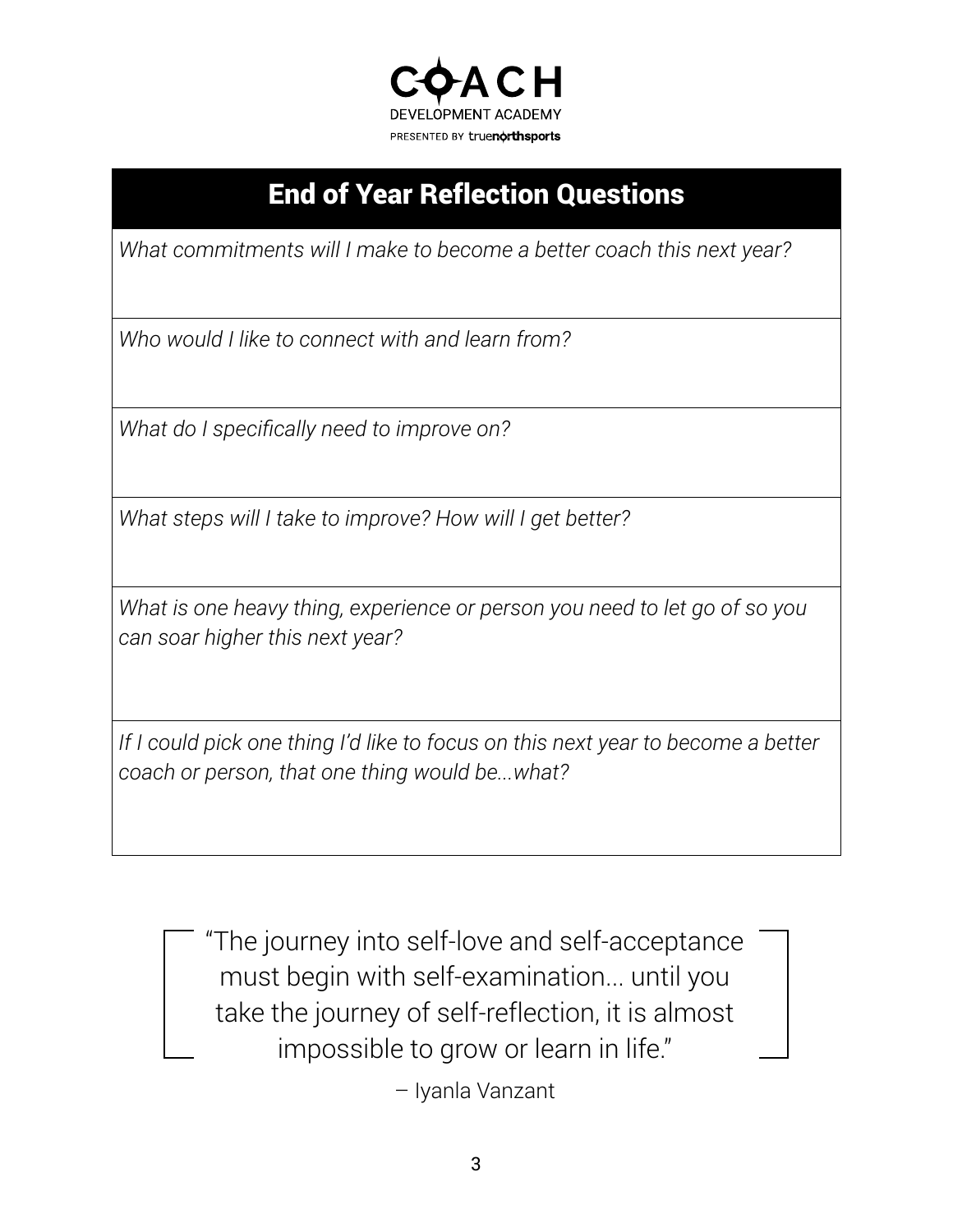COACH

DEVELOPMENT ACADEMY

PRESENTED BY truenorthsports

| End of Year Reflection Questions |
| --- |
| *What commitments will I make to become a better coach this next year?* |
| *Who would I like to connect with and learn from?* |
| *What do I specifically need to improve on?* |
| *What steps will I take to improve? How will I get better?* |
| *What is one heavy thing, experience or person you need to let go of so you can soar higher this next year?* |
| *If I could pick one thing I'd like to focus on this next year to become a better coach or person, that one thing would be...what?* |

"The journey into self-love and self-acceptance must begin with self-examination... until you take the journey of self-reflection, it is almost impossible to grow or learn in life."

– Iyanla Vanzant